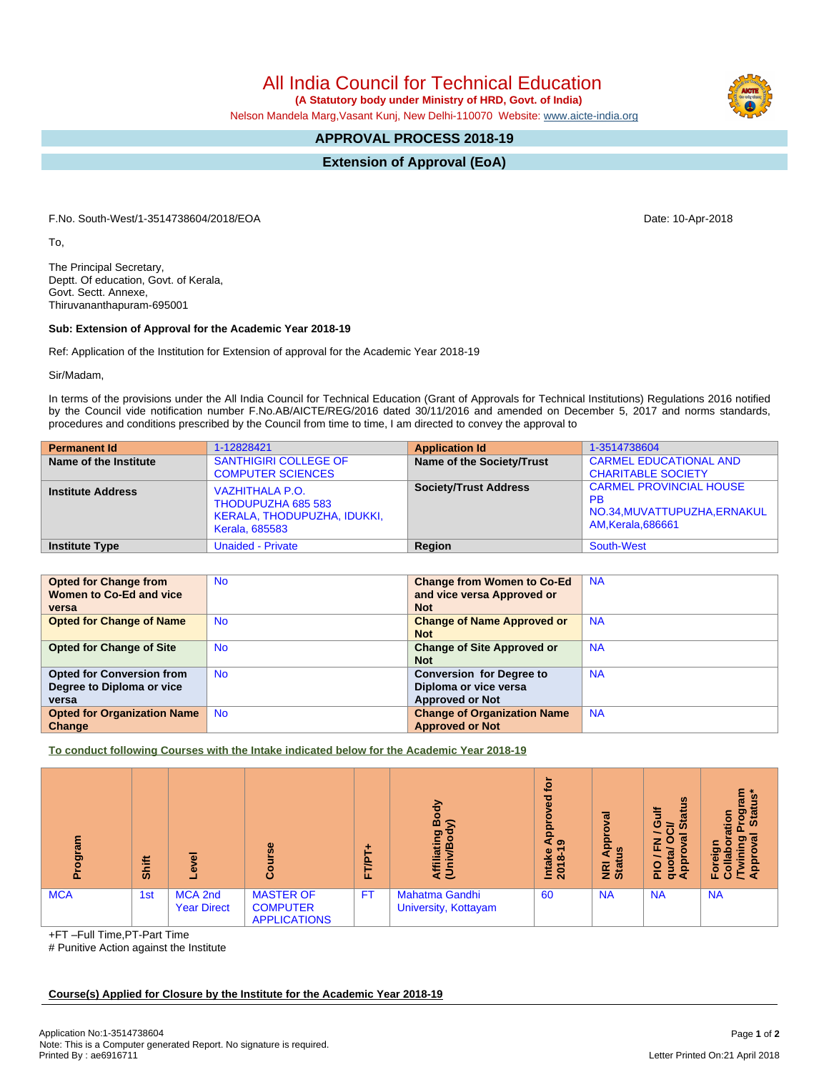# All India Council for Technical Education

**(A Statutory body under Ministry of HRD, Govt. of India)**

Nelson Mandela Marg,Vasant Kunj, New Delhi-110070 Website: www.aicte-india.org

## APPROVAL PROCESS 2018-19

## Extension of Approval (EoA)

F.No. South-West/1-3514738604/2018/EOA

Date: 10-Apr-2018

To,

The Principal Secretary,
Deptt. Of education, Govt. of Kerala,
Govt. Sectt. Annexe,
Thiruvananthapuram-695001

**Sub: Extension of Approval for the Academic Year 2018-19**

Ref: Application of the Institution for Extension of approval for the Academic Year 2018-19

Sir/Madam,

In terms of the provisions under the All India Council for Technical Education (Grant of Approvals for Technical Institutions) Regulations 2016 notified by the Council vide notification number F.No.AB/AICTE/REG/2016 dated 30/11/2016 and amended on December 5, 2017 and norms standards, procedures and conditions prescribed by the Council from time to time, I am directed to convey the approval to

| **Permanent Id** | 1-12828421 | **Application Id** | 1-3514738604 |
|---|---|---|---|
| **Name of the Institute** | SANTHIGIRI COLLEGE OF COMPUTER SCIENCES | **Name of the Society/Trust** | CARMEL EDUCATIONAL AND CHARITABLE SOCIETY |
| **Institute Address** | VAZHITHALA P.O. THODUPUZHA 685 583 KERALA, THODUPUZHA, IDUKKI, Kerala, 685583 | **Society/Trust Address** | CARMEL PROVINCIAL HOUSE PB NO.34,MUVATTUPUZHA,ERNAKULAM,Kerala,686661 |
| **Institute Type** | Unaided - Private | **Region** | South-West |

| **Opted for Change from Women to Co-Ed and vice versa** | No | **Change from Women to Co-Ed and vice versa Approved or Not** | NA |
|---|---|---|---|
| **Opted for Change of Name** | No | **Change of Name Approved or Not** | NA |
| **Opted for Change of Site** | No | **Change of Site Approved or Not** | NA |
| **Opted for Conversion from Degree to Diploma or vice versa** | No | **Conversion for Degree to Diploma or vice versa Approved or Not** | NA |
| **Opted for Organization Name Change** | No | **Change of Organization Name Approved or Not** | NA |

**To conduct following Courses with the Intake indicated below for the Academic Year 2018-19**

| Program | Shift | Level | Course | FT/PT+ | Affiliating Body (Univ/Body) | Intake Approved for 2018-19 | NRI Approval Status | PIO / FN / Gulf quota/ OCI/ Approval Status | Foreign Collaboration /Twining Program Approval Status* |
|---|---|---|---|---|---|---|---|---|---|
| MCA | 1st | MCA 2nd Year Direct | MASTER OF COMPUTER APPLICATIONS | FT | Mahatma Gandhi University, Kottayam | 60 | NA | NA | NA |

+FT –Full Time,PT-Part Time

# Punitive Action against the Institute

**Course(s) Applied for Closure by the Institute for the Academic Year 2018-19**

Application No:1-3514738604
Note: This is a Computer generated Report. No signature is required.
Printed By : ae6916711

Letter Printed On:21 April 2018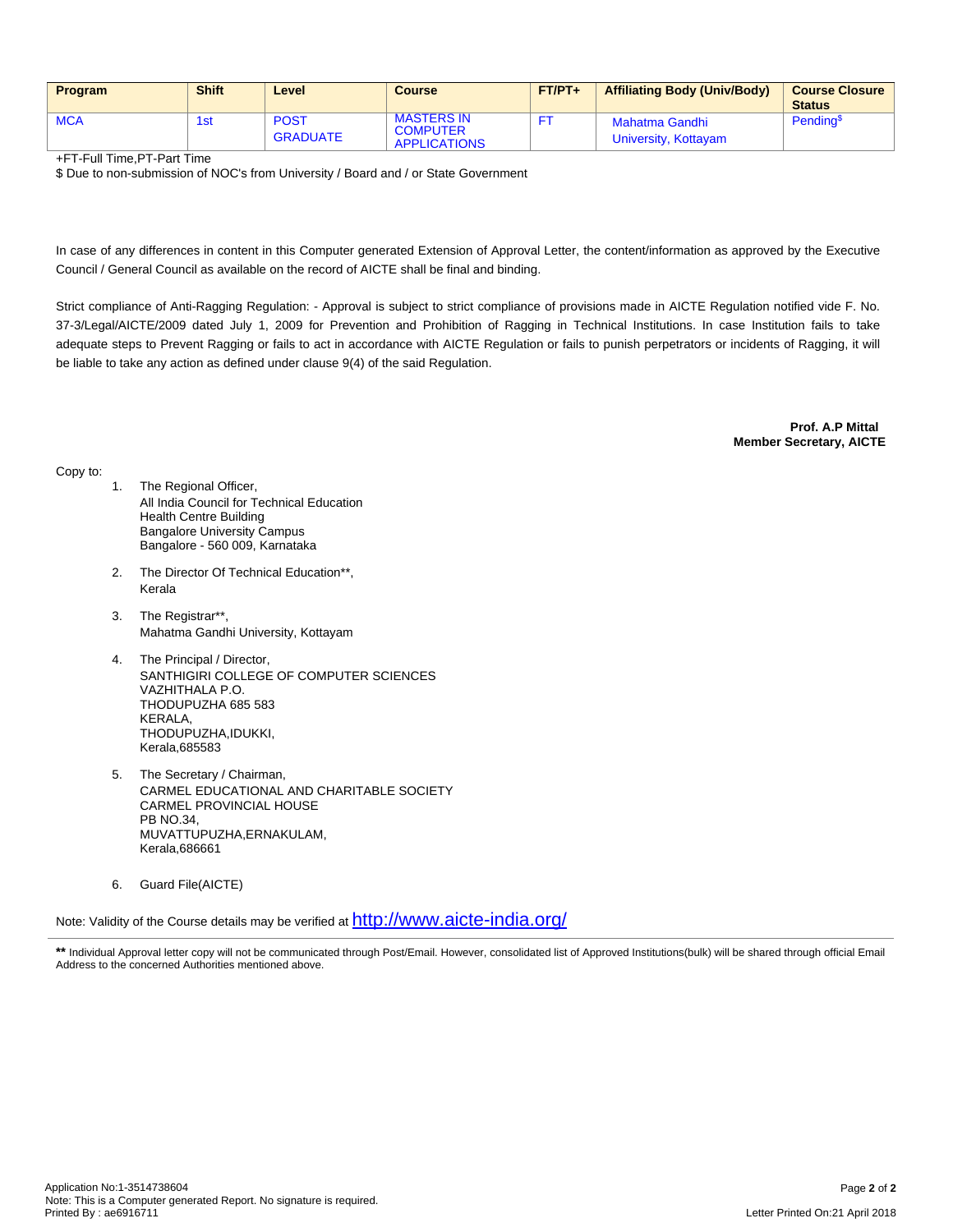| Program | Shift | Level | Course | FT/PT+ | Affiliating Body (Univ/Body) | Course Closure Status |
|---|---|---|---|---|---|---|
| MCA | 1st | POST GRADUATE | MASTERS IN COMPUTER APPLICATIONS | FT | Mahatma Gandhi University, Kottayam | Pending$ |

+FT-Full Time,PT-Part Time

$ Due to non-submission of NOC's from University / Board and / or State Government

In case of any differences in content in this Computer generated Extension of Approval Letter, the content/information as approved by the Executive Council / General Council as available on the record of AICTE shall be final and binding.

Strict compliance of Anti-Ragging Regulation: - Approval is subject to strict compliance of provisions made in AICTE Regulation notified vide F. No. 37-3/Legal/AICTE/2009 dated July 1, 2009 for Prevention and Prohibition of Ragging in Technical Institutions. In case Institution fails to take adequate steps to Prevent Ragging or fails to act in accordance with AICTE Regulation or fails to punish perpetrators or incidents of Ragging, it will be liable to take any action as defined under clause 9(4) of the said Regulation.

**Prof. A.P Mittal**
**Member Secretary, AICTE**

Copy to:

1. The Regional Officer,
   All India Council for Technical Education
   Health Centre Building
   Bangalore University Campus
   Bangalore - 560 009, Karnataka

2. The Director Of Technical Education**,
   Kerala

3. The Registrar**,
   Mahatma Gandhi University, Kottayam

4. The Principal / Director,
   SANTHIGIRI COLLEGE OF COMPUTER SCIENCES
   VAZHITHALA P.O.
   THODUPUZHA 685 583
   KERALA,
   THODUPUZHA,IDUKKI,
   Kerala,685583

5. The Secretary / Chairman,
   CARMEL EDUCATIONAL AND CHARITABLE SOCIETY
   CARMEL PROVINCIAL HOUSE
   PB NO.34,
   MUVATTUPUZHA,ERNAKULAM,
   Kerala,686661

6. Guard File(AICTE)

Note: Validity of the Course details may be verified at http://www.aicte-india.org/

**\*\*** Individual Approval letter copy will not be communicated through Post/Email. However, consolidated list of Approved Institutions(bulk) will be shared through official Email Address to the concerned Authorities mentioned above.

Application No:1-3514738604
Note: This is a Computer generated Report. No signature is required.
Printed By : ae6916711

Letter Printed On:21 April 2018